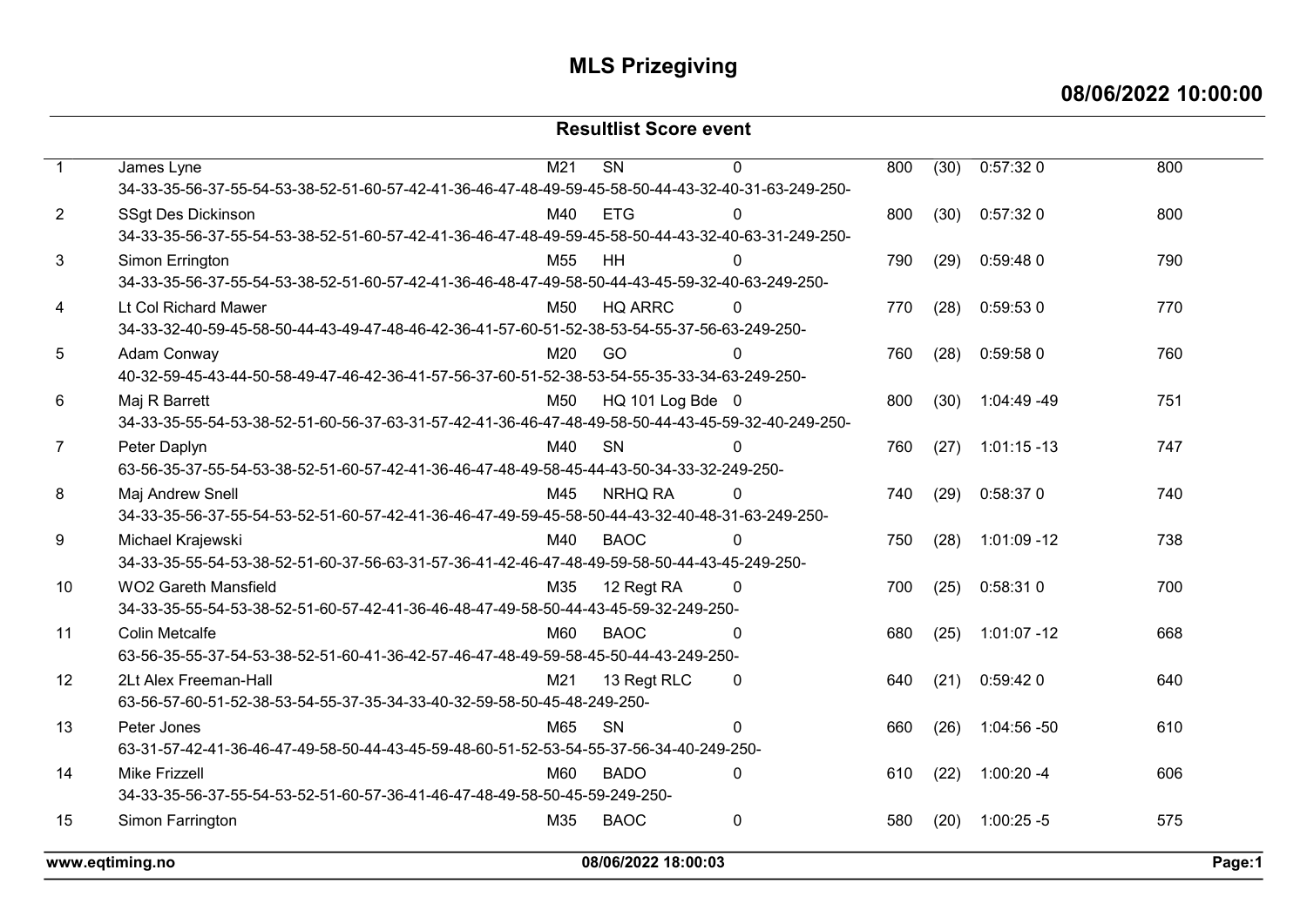# MLS Prizegiving

**08/06/2022 10:00:00**

## Resultlist Score event

| Pos | Name | Class | Club | | Score | (Controls) | Time Penalty | Total |
|---|---|---|---|---|---|---|---|---|
| 1 | James Lyne | M21 | SN | 0 | 800 | (30) | 0:57:32 0 | 800 |
| | 34-33-35-56-37-55-54-53-38-52-51-60-57-42-41-36-46-47-48-49-59-45-58-50-44-43-32-40-31-63-249-250- | | | | | | | |
| 2 | SSgt Des Dickinson | M40 | ETG | 0 | 800 | (30) | 0:57:32 0 | 800 |
| | 34-33-35-56-37-55-54-53-38-52-51-60-57-42-41-36-46-47-48-49-59-45-58-50-44-43-32-40-63-31-249-250- | | | | | | | |
| 3 | Simon Errington | M55 | HH | 0 | 790 | (29) | 0:59:48 0 | 790 |
| | 34-33-35-56-37-55-54-53-38-52-51-60-57-42-41-36-46-48-47-49-58-50-44-43-45-59-32-40-63-249-250- | | | | | | | |
| 4 | Lt Col Richard Mawer | M50 | HQ ARRC | 0 | 770 | (28) | 0:59:53 0 | 770 |
| | 34-33-32-40-59-45-58-50-44-43-49-47-48-46-42-36-41-57-60-51-52-38-53-54-55-37-56-63-249-250- | | | | | | | |
| 5 | Adam Conway | M20 | GO | 0 | 760 | (28) | 0:59:58 0 | 760 |
| | 40-32-59-45-43-44-50-58-49-47-46-42-36-41-57-56-37-60-51-52-38-53-54-55-35-33-34-63-249-250- | | | | | | | |
| 6 | Maj R Barrett | M50 | HQ 101 Log Bde | 0 | 800 | (30) | 1:04:49 -49 | 751 |
| | 34-33-35-55-54-53-38-52-51-60-56-37-63-31-57-42-41-36-46-47-48-49-58-50-44-43-45-59-32-40-249-250- | | | | | | | |
| 7 | Peter Daplyn | M40 | SN | 0 | 760 | (27) | 1:01:15 -13 | 747 |
| | 63-56-35-37-55-54-53-38-52-51-60-57-42-41-36-46-47-48-49-58-45-44-43-50-34-33-32-249-250- | | | | | | | |
| 8 | Maj Andrew Snell | M45 | NRHQ RA | 0 | 740 | (29) | 0:58:37 0 | 740 |
| | 34-33-35-56-37-55-54-53-52-51-60-57-42-41-36-46-47-49-59-45-58-50-44-43-32-40-48-31-63-249-250- | | | | | | | |
| 9 | Michael Krajewski | M40 | BAOC | 0 | 750 | (28) | 1:01:09 -12 | 738 |
| | 34-33-35-55-54-53-38-52-51-60-37-56-63-31-57-36-41-42-46-47-48-49-59-58-50-44-43-45-249-250- | | | | | | | |
| 10 | WO2 Gareth Mansfield | M35 | 12 Regt RA | 0 | 700 | (25) | 0:58:31 0 | 700 |
| | 34-33-35-55-54-53-38-52-51-60-57-42-41-36-46-48-47-49-58-50-44-43-45-59-32-249-250- | | | | | | | |
| 11 | Colin Metcalfe | M60 | BAOC | 0 | 680 | (25) | 1:01:07 -12 | 668 |
| | 63-56-35-55-37-54-53-38-52-51-60-41-36-42-57-46-47-48-49-59-58-45-50-44-43-249-250- | | | | | | | |
| 12 | 2Lt Alex Freeman-Hall | M21 | 13 Regt RLC | 0 | 640 | (21) | 0:59:42 0 | 640 |
| | 63-56-57-60-51-52-38-53-54-55-37-35-34-33-40-32-59-58-50-45-48-249-250- | | | | | | | |
| 13 | Peter Jones | M65 | SN | 0 | 660 | (26) | 1:04:56 -50 | 610 |
| | 63-31-57-42-41-36-46-47-49-58-50-44-43-45-59-48-60-51-52-53-54-55-37-56-34-40-249-250- | | | | | | | |
| 14 | Mike Frizzell | M60 | BADO | 0 | 610 | (22) | 1:00:20 -4 | 606 |
| | 34-33-35-56-37-55-54-53-52-51-60-57-36-41-46-47-48-49-58-50-45-59-249-250- | | | | | | | |
| 15 | Simon Farrington | M35 | BAOC | 0 | 580 | (20) | 1:00:25 -5 | 575 |

www.eqtiming.no

08/06/2022 18:00:03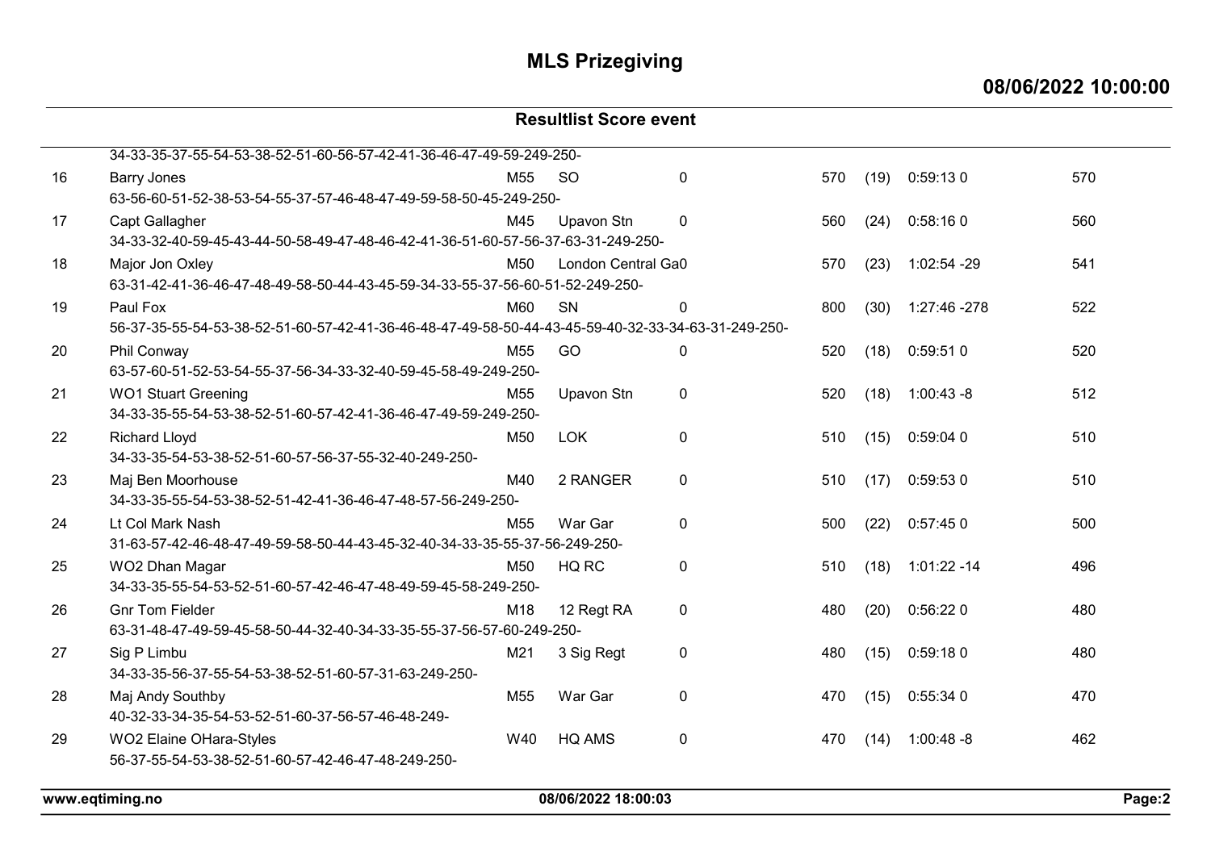# MLS Prizegiving

**08/06/2022 10:00:00**

## Resultlist Score event

34-33-35-37-55-54-53-38-52-51-60-56-57-42-41-36-46-47-49-59-249-250-

| Pos | Name | Class | Club | | Points | (Controls) | Time / Penalty | Total |
|---|---|---|---|---|---|---|---|---|
| 16 | Barry Jones<br>63-56-60-51-52-38-53-54-55-37-57-46-48-47-49-59-58-50-45-249-250- | M55 | SO | 0 | 570 | (19) | 0:59:13 0 | 570 |
| 17 | Capt Gallagher<br>34-33-32-40-59-45-43-44-50-58-49-47-48-46-42-41-36-51-60-57-56-37-63-31-249-250- | M45 | Upavon Stn | 0 | 560 | (24) | 0:58:16 0 | 560 |
| 18 | Major Jon Oxley<br>63-31-42-41-36-46-47-48-49-58-50-44-43-45-59-34-33-55-37-56-60-51-52-249-250- | M50 | London Central Ga | 0 | 570 | (23) | 1:02:54 -29 | 541 |
| 19 | Paul Fox<br>56-37-35-55-54-53-38-52-51-60-57-42-41-36-46-48-47-49-58-50-44-43-45-59-40-32-33-34-63-31-249-250- | M60 | SN | 0 | 800 | (30) | 1:27:46 -278 | 522 |
| 20 | Phil Conway<br>63-57-60-51-52-53-54-55-37-56-34-33-32-40-59-45-58-49-249-250- | M55 | GO | 0 | 520 | (18) | 0:59:51 0 | 520 |
| 21 | WO1 Stuart Greening<br>34-33-35-55-54-53-38-52-51-60-57-42-41-36-46-47-49-59-249-250- | M55 | Upavon Stn | 0 | 520 | (18) | 1:00:43 -8 | 512 |
| 22 | Richard Lloyd<br>34-33-35-54-53-38-52-51-60-57-56-37-55-32-40-249-250- | M50 | LOK | 0 | 510 | (15) | 0:59:04 0 | 510 |
| 23 | Maj Ben Moorhouse<br>34-33-35-55-54-53-38-52-51-42-41-36-46-47-48-57-56-249-250- | M40 | 2 RANGER | 0 | 510 | (17) | 0:59:53 0 | 510 |
| 24 | Lt Col Mark Nash<br>31-63-57-42-46-48-47-49-59-58-50-44-43-45-32-40-34-33-35-55-37-56-249-250- | M55 | War Gar | 0 | 500 | (22) | 0:57:45 0 | 500 |
| 25 | WO2 Dhan Magar<br>34-33-35-55-54-53-52-51-60-57-42-46-47-48-49-59-45-58-249-250- | M50 | HQ RC | 0 | 510 | (18) | 1:01:22 -14 | 496 |
| 26 | Gnr Tom Fielder<br>63-31-48-47-49-59-45-58-50-44-32-40-34-33-35-55-37-56-57-60-249-250- | M18 | 12 Regt RA | 0 | 480 | (20) | 0:56:22 0 | 480 |
| 27 | Sig P Limbu<br>34-33-35-56-37-55-54-53-38-52-51-60-57-31-63-249-250- | M21 | 3 Sig Regt | 0 | 480 | (15) | 0:59:18 0 | 480 |
| 28 | Maj Andy Southby<br>40-32-33-34-35-54-53-52-51-60-37-56-57-46-48-249- | M55 | War Gar | 0 | 470 | (15) | 0:55:34 0 | 470 |
| 29 | WO2 Elaine OHara-Styles<br>56-37-55-54-53-38-52-51-60-57-42-46-47-48-249-250- | W40 | HQ AMS | 0 | 470 | (14) | 1:00:48 -8 | 462 |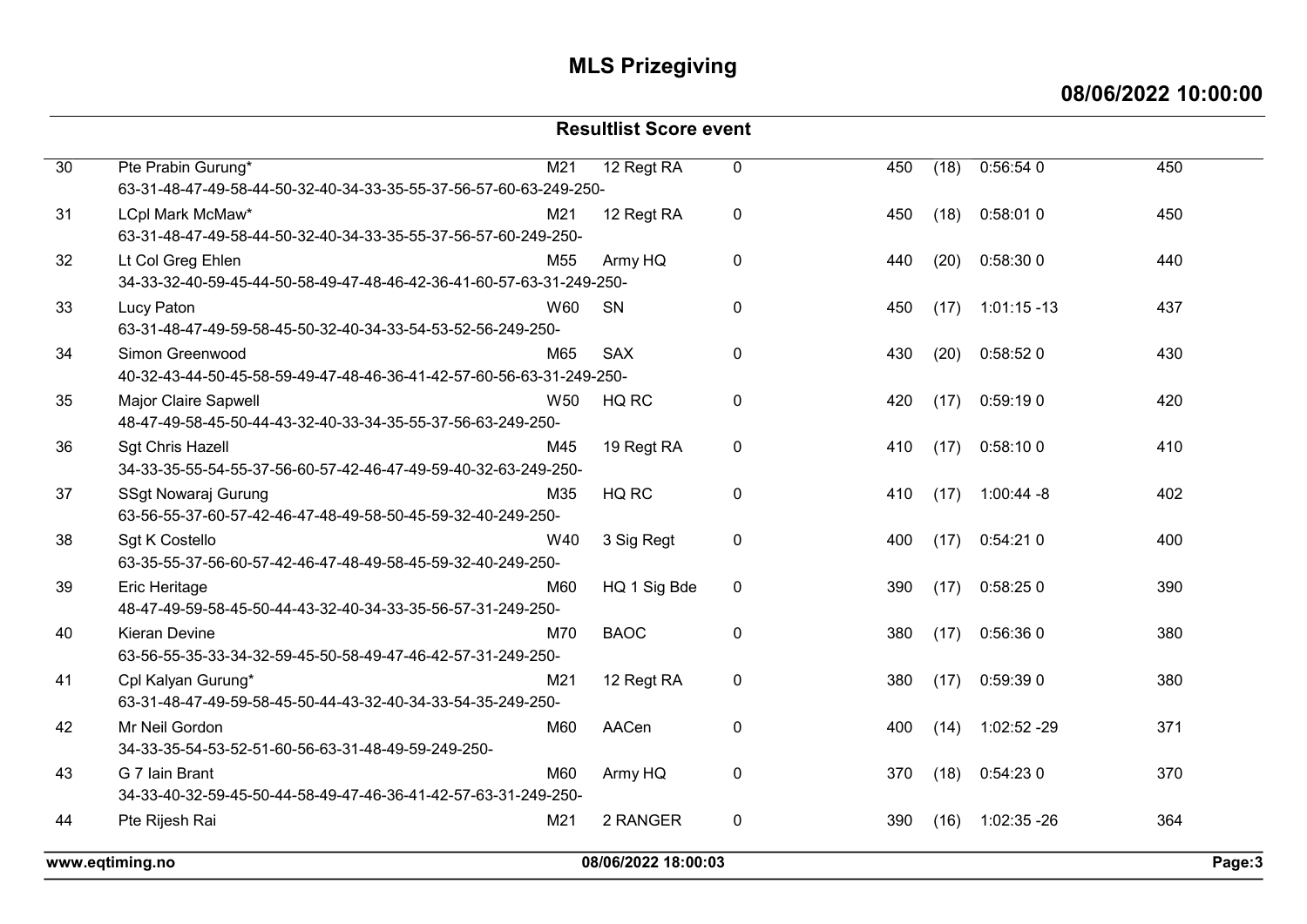# MLS Prizegiving

**08/06/2022 10:00:00**

## Resultlist Score event

| | | | | | | | | |
|---|---|---|---|---|---|---|---|---|
| 30 | Pte Prabin Gurung*<br>63-31-48-47-49-58-44-50-32-40-34-33-35-55-37-56-57-60-63-249-250- | M21 | 12 Regt RA | 0 | 450 | (18) | 0:56:54 0 | 450 |
| 31 | LCpl Mark McMaw*<br>63-31-48-47-49-58-44-50-32-40-34-33-35-55-37-56-57-60-249-250- | M21 | 12 Regt RA | 0 | 450 | (18) | 0:58:01 0 | 450 |
| 32 | Lt Col Greg Ehlen<br>34-33-32-40-59-45-44-50-58-49-47-48-46-42-36-41-60-57-63-31-249-250- | M55 | Army HQ | 0 | 440 | (20) | 0:58:30 0 | 440 |
| 33 | Lucy Paton<br>63-31-48-47-49-59-58-45-50-32-40-34-33-54-53-52-56-249-250- | W60 | SN | 0 | 450 | (17) | 1:01:15 -13 | 437 |
| 34 | Simon Greenwood<br>40-32-43-44-50-45-58-59-49-47-48-46-36-41-42-57-60-56-63-31-249-250- | M65 | SAX | 0 | 430 | (20) | 0:58:52 0 | 430 |
| 35 | Major Claire Sapwell<br>48-47-49-58-45-50-44-43-32-40-33-34-35-55-37-56-63-249-250- | W50 | HQ RC | 0 | 420 | (17) | 0:59:19 0 | 420 |
| 36 | Sgt Chris Hazell<br>34-33-35-55-54-55-37-56-60-57-42-46-47-49-59-40-32-63-249-250- | M45 | 19 Regt RA | 0 | 410 | (17) | 0:58:10 0 | 410 |
| 37 | SSgt Nowaraj Gurung<br>63-56-55-37-60-57-42-46-47-48-49-58-50-45-59-32-40-249-250- | M35 | HQ RC | 0 | 410 | (17) | 1:00:44 -8 | 402 |
| 38 | Sgt K Costello<br>63-35-55-37-56-60-57-42-46-47-48-49-58-45-59-32-40-249-250- | W40 | 3 Sig Regt | 0 | 400 | (17) | 0:54:21 0 | 400 |
| 39 | Eric Heritage<br>48-47-49-59-58-45-50-44-43-32-40-34-33-35-56-57-31-249-250- | M60 | HQ 1 Sig Bde | 0 | 390 | (17) | 0:58:25 0 | 390 |
| 40 | Kieran Devine<br>63-56-55-35-33-34-32-59-45-50-58-49-47-46-42-57-31-249-250- | M70 | BAOC | 0 | 380 | (17) | 0:56:36 0 | 380 |
| 41 | Cpl Kalyan Gurung*<br>63-31-48-47-49-59-58-45-50-44-43-32-40-34-33-54-35-249-250- | M21 | 12 Regt RA | 0 | 380 | (17) | 0:59:39 0 | 380 |
| 42 | Mr Neil Gordon<br>34-33-35-54-53-52-51-60-56-63-31-48-49-59-249-250- | M60 | AACen | 0 | 400 | (14) | 1:02:52 -29 | 371 |
| 43 | G 7 Iain Brant<br>34-33-40-32-59-45-50-44-58-49-47-46-36-41-42-57-63-31-249-250- | M60 | Army HQ | 0 | 370 | (18) | 0:54:23 0 | 370 |
| 44 | Pte Rijesh Rai | M21 | 2 RANGER | 0 | 390 | (16) | 1:02:35 -26 | 364 |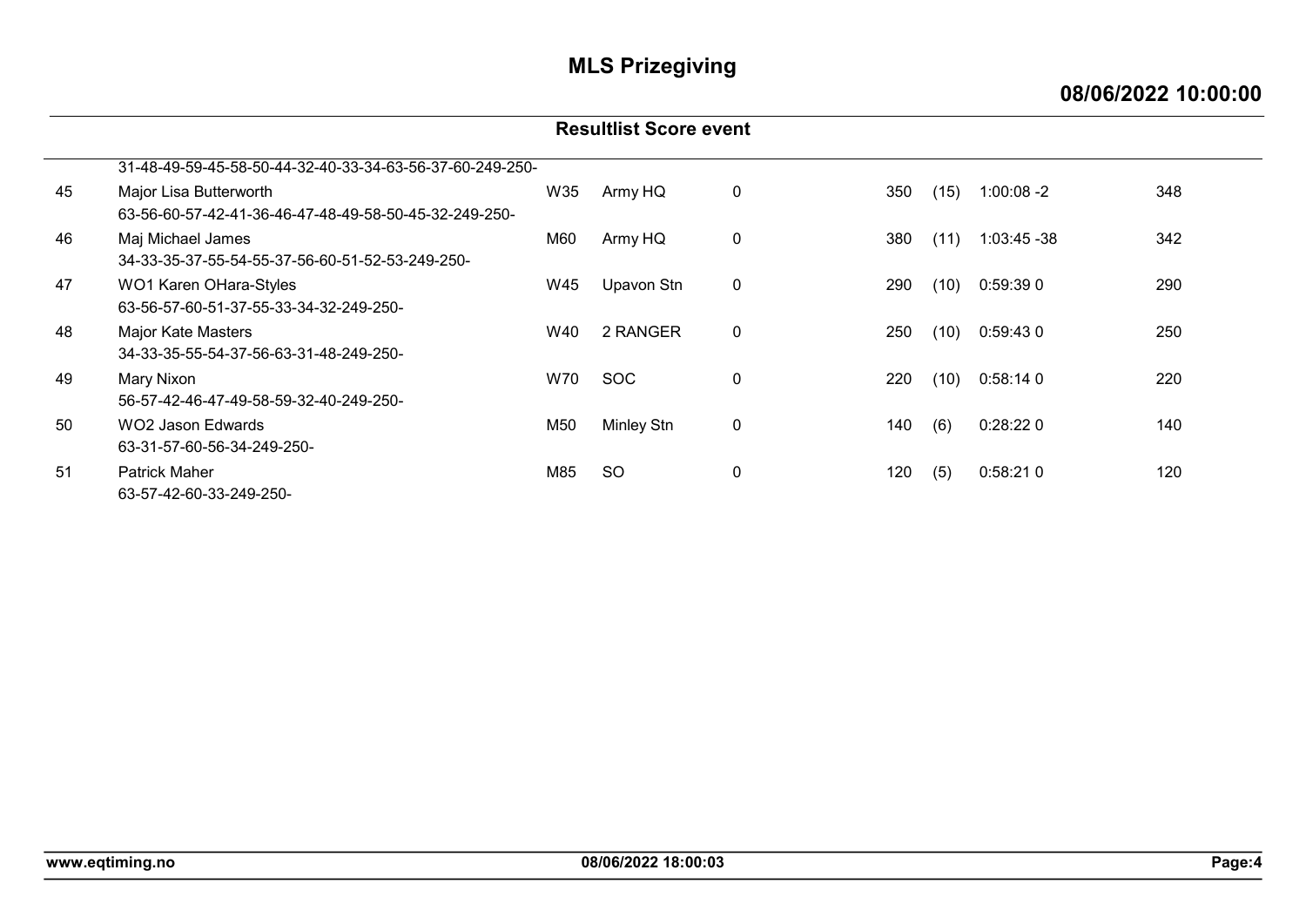# MLS Prizegiving

## 08/06/2022 10:00:00

### Resultlist Score event

| | | | | | | | | |
|---|---|---|---|---|---|---|---|---|
| | 31-48-49-59-45-58-50-44-32-40-33-34-63-56-37-60-249-250- | | | | | | | |
| 45 | Major Lisa Butterworth | W35 | Army HQ | 0 | 350 | (15) | 1:00:08 -2 | 348 |
| | 63-56-60-57-42-41-36-46-47-48-49-58-50-45-32-249-250- | | | | | | | |
| 46 | Maj Michael James | M60 | Army HQ | 0 | 380 | (11) | 1:03:45 -38 | 342 |
| | 34-33-35-37-55-54-55-37-56-60-51-52-53-249-250- | | | | | | | |
| 47 | WO1 Karen OHara-Styles | W45 | Upavon Stn | 0 | 290 | (10) | 0:59:39 0 | 290 |
| | 63-56-57-60-51-37-55-33-34-32-249-250- | | | | | | | |
| 48 | Major Kate Masters | W40 | 2 RANGER | 0 | 250 | (10) | 0:59:43 0 | 250 |
| | 34-33-35-55-54-37-56-63-31-48-249-250- | | | | | | | |
| 49 | Mary Nixon | W70 | SOC | 0 | 220 | (10) | 0:58:14 0 | 220 |
| | 56-57-42-46-47-49-58-59-32-40-249-250- | | | | | | | |
| 50 | WO2 Jason Edwards | M50 | Minley Stn | 0 | 140 | (6) | 0:28:22 0 | 140 |
| | 63-31-57-60-56-34-249-250- | | | | | | | |
| 51 | Patrick Maher | M85 | SO | 0 | 120 | (5) | 0:58:21 0 | 120 |
| | 63-57-42-60-33-249-250- | | | | | | | |

www.eqtiming.no 08/06/2022 18:00:03